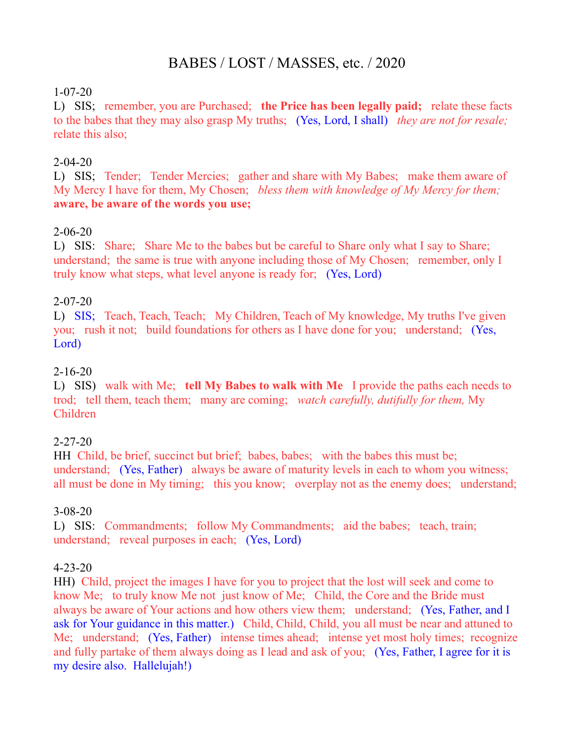# BABES / LOST / MASSES, etc. / 2020

1-07-20
L) SIS; remember, you are Purchased; **the Price has been legally paid;** relate these facts to the babes that they may also grasp My truths; (Yes, Lord, I shall) *they are not for resale;* relate this also;

2-04-20
L) SIS; Tender; Tender Mercies; gather and share with My Babes; make them aware of My Mercy I have for them, My Chosen; *bless them with knowledge of My Mercy for them;* **aware, be aware of the words you use;**

2-06-20
L) SIS: Share; Share Me to the babes but be careful to Share only what I say to Share; understand; the same is true with anyone including those of My Chosen; remember, only I truly know what steps, what level anyone is ready for; (Yes, Lord)

2-07-20
L) SIS; Teach, Teach, Teach; My Children, Teach of My knowledge, My truths I've given you; rush it not; build foundations for others as I have done for you; understand; (Yes, Lord)

2-16-20
L) SIS) walk with Me; **tell My Babes to walk with Me** I provide the paths each needs to trod; tell them, teach them; many are coming; *watch carefully, dutifully for them,* My Children

2-27-20
HH Child, be brief, succinct but brief; babes, babes; with the babes this must be; understand; (Yes, Father) always be aware of maturity levels in each to whom you witness; all must be done in My timing; this you know; overplay not as the enemy does; understand;

3-08-20
L) SIS: Commandments; follow My Commandments; aid the babes; teach, train; understand; reveal purposes in each; (Yes, Lord)

4-23-20
HH) Child, project the images I have for you to project that the lost will seek and come to know Me; to truly know Me not just know of Me; Child, the Core and the Bride must always be aware of Your actions and how others view them; understand; (Yes, Father, and I ask for Your guidance in this matter.) Child, Child, Child, you all must be near and attuned to Me; understand; (Yes, Father) intense times ahead; intense yet most holy times; recognize and fully partake of them always doing as I lead and ask of you; (Yes, Father, I agree for it is my desire also. Hallelujah!)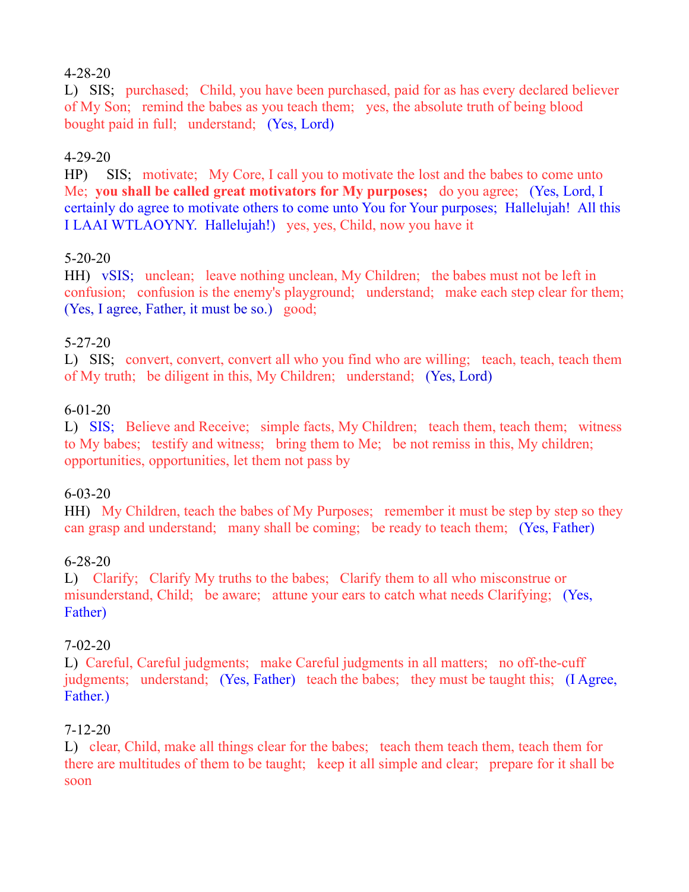4-28-20
L) SIS; purchased; Child, you have been purchased, paid for as has every declared believer of My Son; remind the babes as you teach them; yes, the absolute truth of being blood bought paid in full; understand; (Yes, Lord)

4-29-20
HP) SIS; motivate; My Core, I call you to motivate the lost and the babes to come unto Me; **you shall be called great motivators for My purposes;** do you agree; (Yes, Lord, I certainly do agree to motivate others to come unto You for Your purposes; Hallelujah! All this I LAAI WTLAOYNY. Hallelujah!) yes, yes, Child, now you have it

5-20-20
HH) vSIS; unclean; leave nothing unclean, My Children; the babes must not be left in confusion; confusion is the enemy's playground; understand; make each step clear for them; (Yes, I agree, Father, it must be so.) good;

5-27-20
L) SIS; convert, convert, convert all who you find who are willing; teach, teach, teach them of My truth; be diligent in this, My Children; understand; (Yes, Lord)

6-01-20
L) SIS; Believe and Receive; simple facts, My Children; teach them, teach them; witness to My babes; testify and witness; bring them to Me; be not remiss in this, My children; opportunities, opportunities, let them not pass by

6-03-20
HH) My Children, teach the babes of My Purposes; remember it must be step by step so they can grasp and understand; many shall be coming; be ready to teach them; (Yes, Father)

6-28-20
L) Clarify; Clarify My truths to the babes; Clarify them to all who misconstrue or misunderstand, Child; be aware; attune your ears to catch what needs Clarifying; (Yes, Father)

7-02-20
L) Careful, Careful judgments; make Careful judgments in all matters; no off-the-cuff judgments; understand; (Yes, Father) teach the babes; they must be taught this; (I Agree, Father.)

7-12-20
L) clear, Child, make all things clear for the babes; teach them teach them, teach them for there are multitudes of them to be taught; keep it all simple and clear; prepare for it shall be soon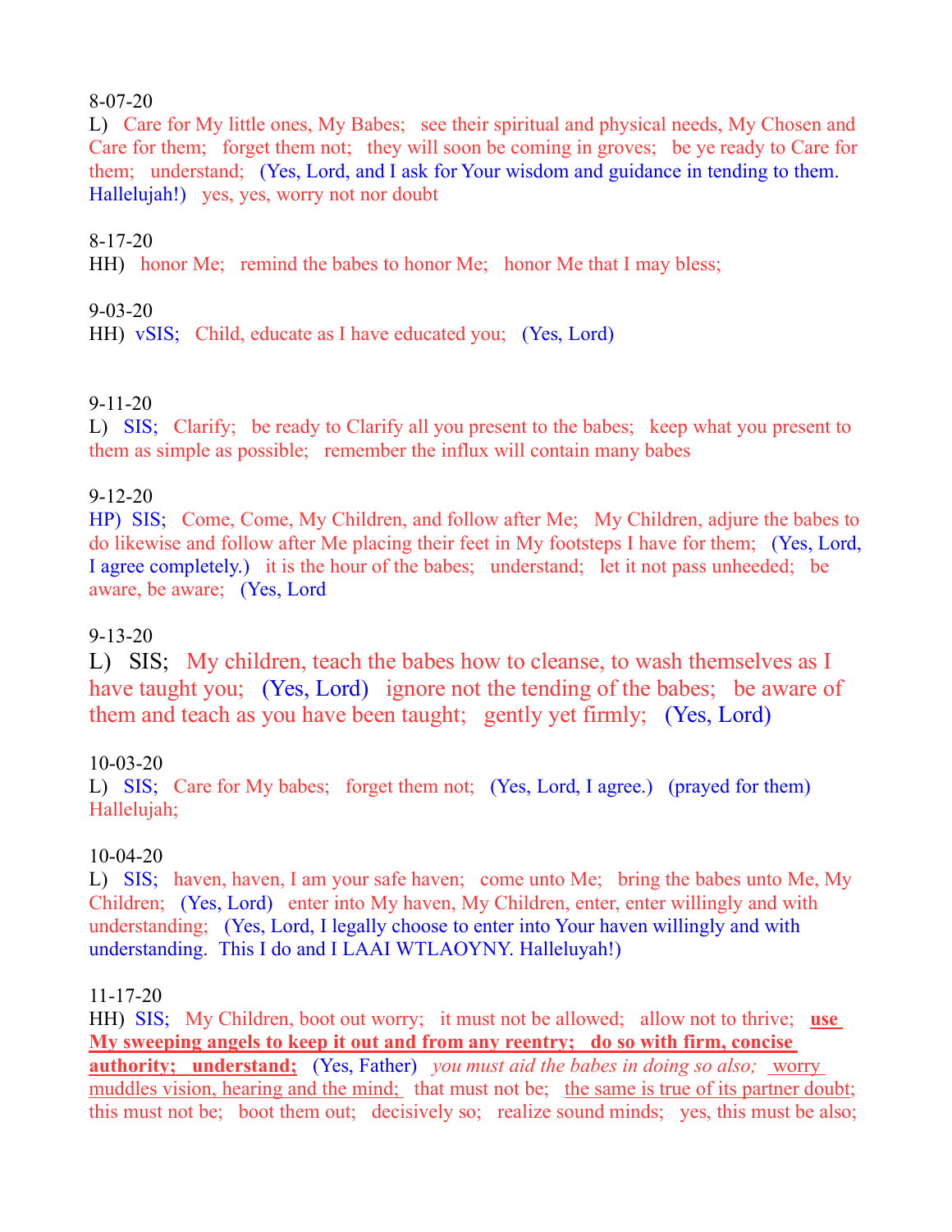8-07-20

L) Care for My little ones, My Babes; see their spiritual and physical needs, My Chosen and Care for them; forget them not; they will soon be coming in groves; be ye ready to Care for them; understand; (Yes, Lord, and I ask for Your wisdom and guidance in tending to them. Hallelujah!) yes, yes, worry not nor doubt

8-17-20

HH) honor Me; remind the babes to honor Me; honor Me that I may bless;

9-03-20

HH) vSIS; Child, educate as I have educated you; (Yes, Lord)

9-11-20

L) SIS; Clarify; be ready to Clarify all you present to the babes; keep what you present to them as simple as possible; remember the influx will contain many babes

9-12-20

HP) SIS; Come, Come, My Children, and follow after Me; My Children, adjure the babes to do likewise and follow after Me placing their feet in My footsteps I have for them; (Yes, Lord, I agree completely.) it is the hour of the babes; understand; let it not pass unheeded; be aware, be aware; (Yes, Lord

9-13-20

L) SIS; My children, teach the babes how to cleanse, to wash themselves as I have taught you; (Yes, Lord) ignore not the tending of the babes; be aware of them and teach as you have been taught; gently yet firmly; (Yes, Lord)

10-03-20

L) SIS; Care for My babes; forget them not; (Yes, Lord, I agree.) (prayed for them) Hallelujah;

10-04-20

L) SIS; haven, haven, I am your safe haven; come unto Me; bring the babes unto Me, My Children; (Yes, Lord) enter into My haven, My Children, enter, enter willingly and with understanding; (Yes, Lord, I legally choose to enter into Your haven willingly and with understanding. This I do and I LAAI WTLAOYNY. Halleluyah!)

11-17-20

HH) SIS; My Children, boot out worry; it must not be allowed; allow not to thrive; **use My sweeping angels to keep it out and from any reentry; do so with firm, concise authority; understand;** (Yes, Father) *you must aid the babes in doing so also;* worry muddles vision, hearing and the mind; that must not be; the same is true of its partner doubt; this must not be; boot them out; decisively so; realize sound minds; yes, this must be also;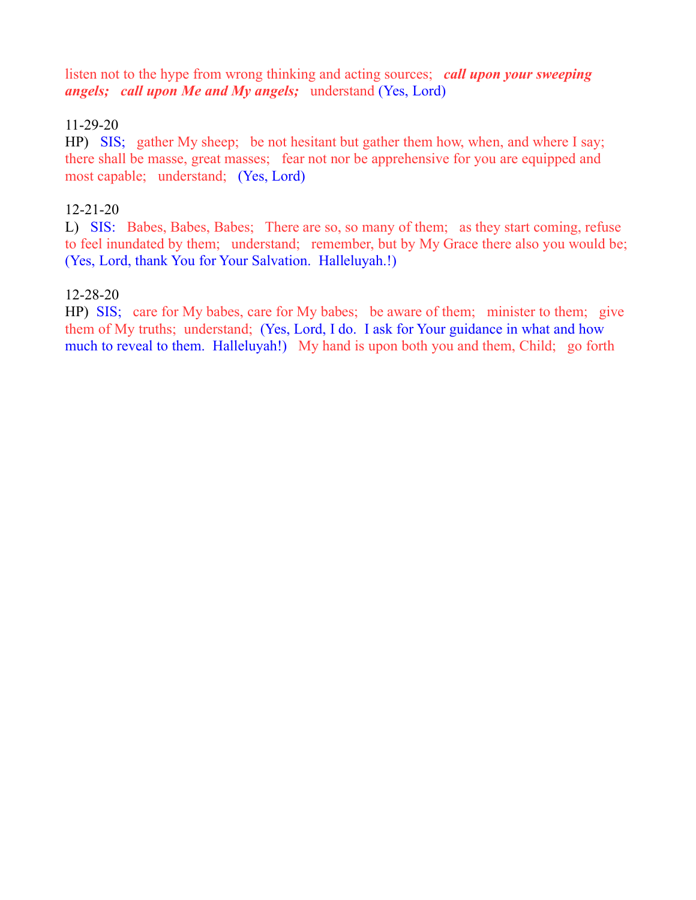listen not to the hype from wrong thinking and acting sources; ***call upon your sweeping angels; call upon Me and My angels;*** understand (Yes, Lord)

11-29-20
HP) SIS; gather My sheep; be not hesitant but gather them how, when, and where I say; there shall be masse, great masses; fear not nor be apprehensive for you are equipped and most capable; understand; (Yes, Lord)

12-21-20
L) SIS: Babes, Babes, Babes; There are so, so many of them; as they start coming, refuse to feel inundated by them; understand; remember, but by My Grace there also you would be; (Yes, Lord, thank You for Your Salvation. Halleluyah.!)

12-28-20
HP) SIS; care for My babes, care for My babes; be aware of them; minister to them; give them of My truths; understand; (Yes, Lord, I do. I ask for Your guidance in what and how much to reveal to them. Halleluyah!) My hand is upon both you and them, Child; go forth